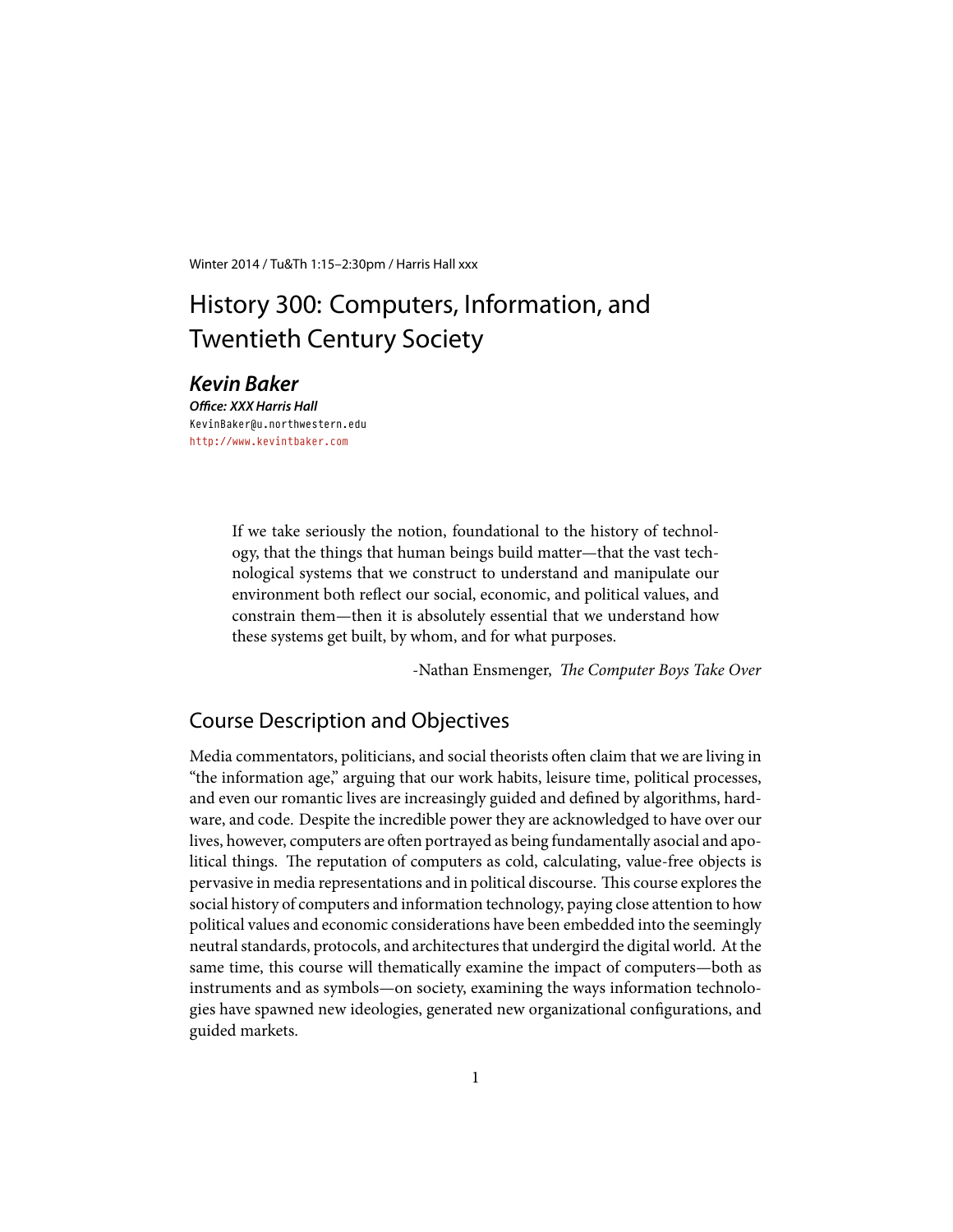Winter 2014 / Tu&Th 1:15–2:30pm / Harris Hall xxx

# History 300: Computers, Information, and Twentieth Century Society

### *Kevin Baker*

***Office: XXX Harris Hall***

KevinBaker@u.northwestern.edu

http://www.kevintbaker.com

> If we take seriously the notion, foundational to the history of technology, that the things that human beings build matter—that the vast technological systems that we construct to understand and manipulate our environment both reflect our social, economic, and political values, and constrain them—then it is absolutely essential that we understand how these systems get built, by whom, and for what purposes.
>
> -Nathan Ensmenger, *The Computer Boys Take Over*

## Course Description and Objectives

Media commentators, politicians, and social theorists often claim that we are living in "the information age," arguing that our work habits, leisure time, political processes, and even our romantic lives are increasingly guided and defined by algorithms, hardware, and code. Despite the incredible power they are acknowledged to have over our lives, however, computers are often portrayed as being fundamentally asocial and apolitical things. The reputation of computers as cold, calculating, value-free objects is pervasive in media representations and in political discourse. This course explores the social history of computers and information technology, paying close attention to how political values and economic considerations have been embedded into the seemingly neutral standards, protocols, and architectures that undergird the digital world. At the same time, this course will thematically examine the impact of computers—both as instruments and as symbols—on society, examining the ways information technologies have spawned new ideologies, generated new organizational configurations, and guided markets.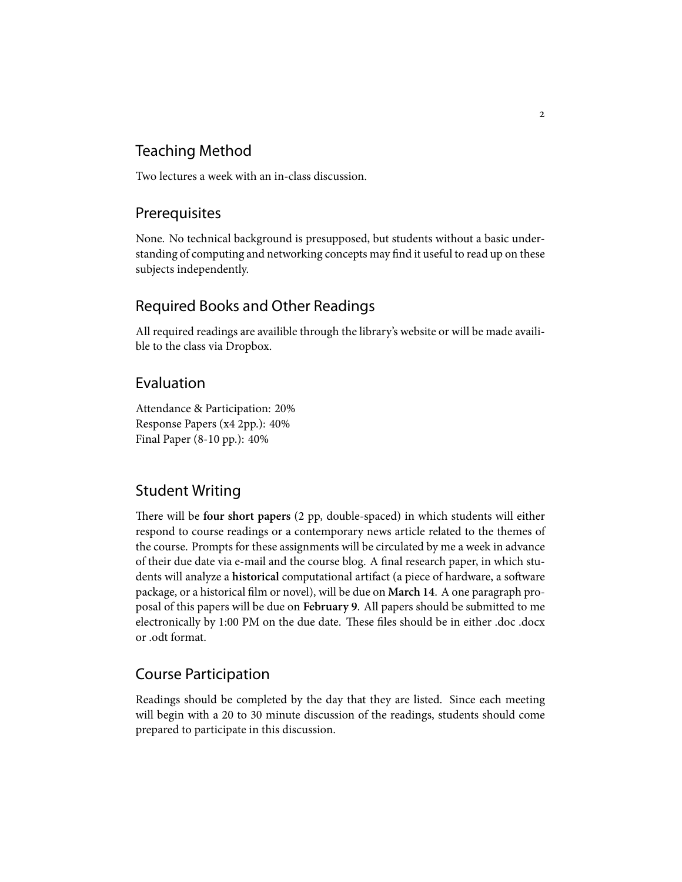## Teaching Method

Two lectures a week with an in-class discussion.

## Prerequisites

None. No technical background is presupposed, but students without a basic understanding of computing and networking concepts may find it useful to read up on these subjects independently.

## Required Books and Other Readings

All required readings are availible through the library's website or will be made availible to the class via Dropbox.

## Evaluation

Attendance & Participation: 20%
Response Papers (x4 2pp.): 40%
Final Paper (8-10 pp.): 40%

## Student Writing

There will be **four short papers** (2 pp, double-spaced) in which students will either respond to course readings or a contemporary news article related to the themes of the course. Prompts for these assignments will be circulated by me a week in advance of their due date via e-mail and the course blog. A final research paper, in which students will analyze a **historical** computational artifact (a piece of hardware, a software package, or a historical film or novel), will be due on **March 14**. A one paragraph proposal of this papers will be due on **February 9**. All papers should be submitted to me electronically by 1:00 PM on the due date. These files should be in either .doc .docx or .odt format.

## Course Participation

Readings should be completed by the day that they are listed. Since each meeting will begin with a 20 to 30 minute discussion of the readings, students should come prepared to participate in this discussion.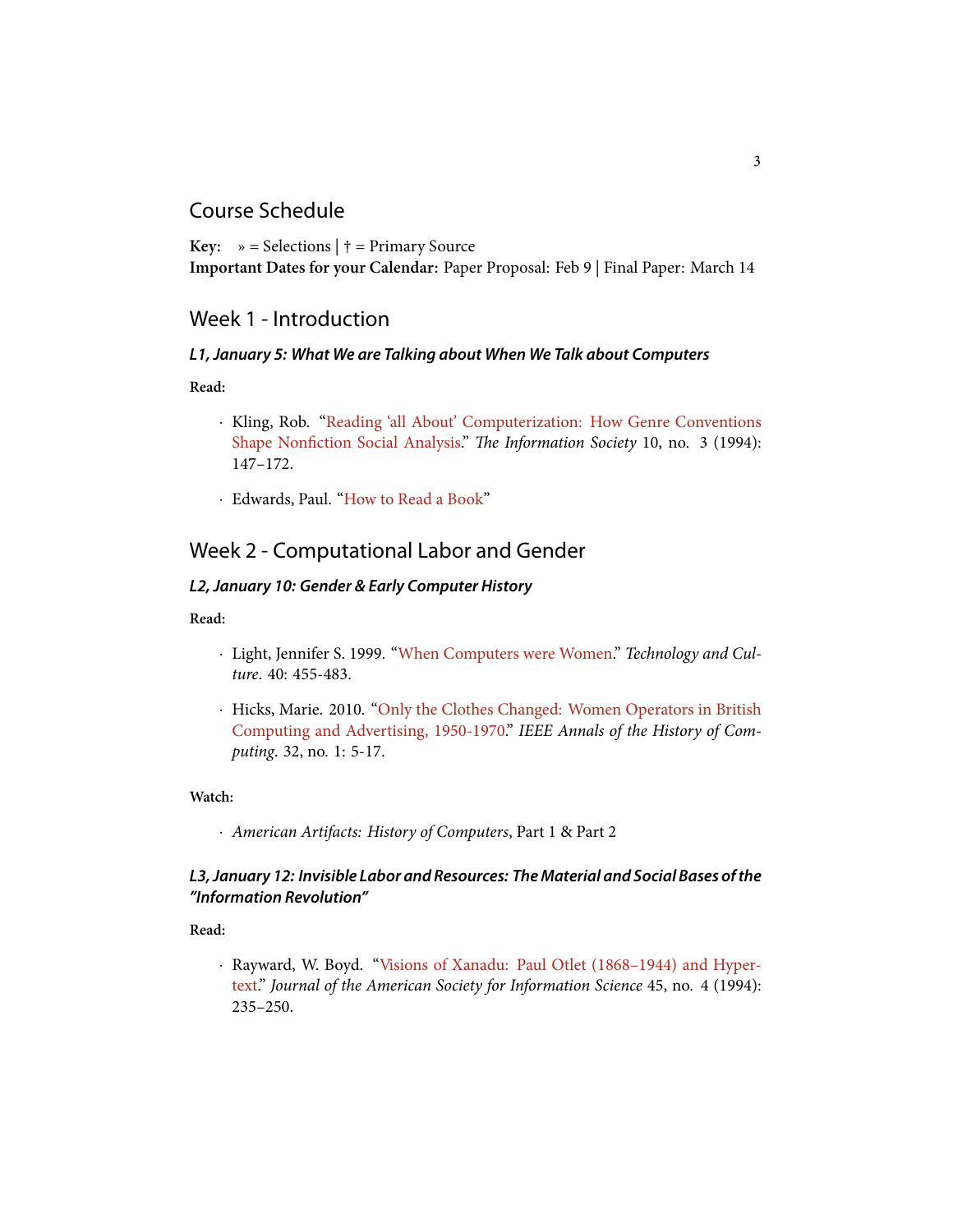## Course Schedule

**Key:** » = Selections | † = Primary Source
**Important Dates for your Calendar:** Paper Proposal: Feb 9 | Final Paper: March 14

## Week 1 - Introduction

### *L1, January 5: What We are Talking about When We Talk about Computers*

**Read:**

- Kling, Rob. "Reading 'all About' Computerization: How Genre Conventions Shape Nonfiction Social Analysis." *The Information Society* 10, no. 3 (1994): 147–172.
- Edwards, Paul. "How to Read a Book"

## Week 2 - Computational Labor and Gender

### *L2, January 10: Gender & Early Computer History*

**Read:**

- Light, Jennifer S. 1999. "When Computers were Women." *Technology and Culture*. 40: 455-483.
- Hicks, Marie. 2010. "Only the Clothes Changed: Women Operators in British Computing and Advertising, 1950-1970." *IEEE Annals of the History of Computing*. 32, no. 1: 5-17.

**Watch:**

- *American Artifacts: History of Computers*, Part 1 & Part 2

### *L3, January 12: Invisible Labor and Resources: The Material and Social Bases of the "Information Revolution"*

**Read:**

- Rayward, W. Boyd. "Visions of Xanadu: Paul Otlet (1868–1944) and Hypertext." *Journal of the American Society for Information Science* 45, no. 4 (1994): 235–250.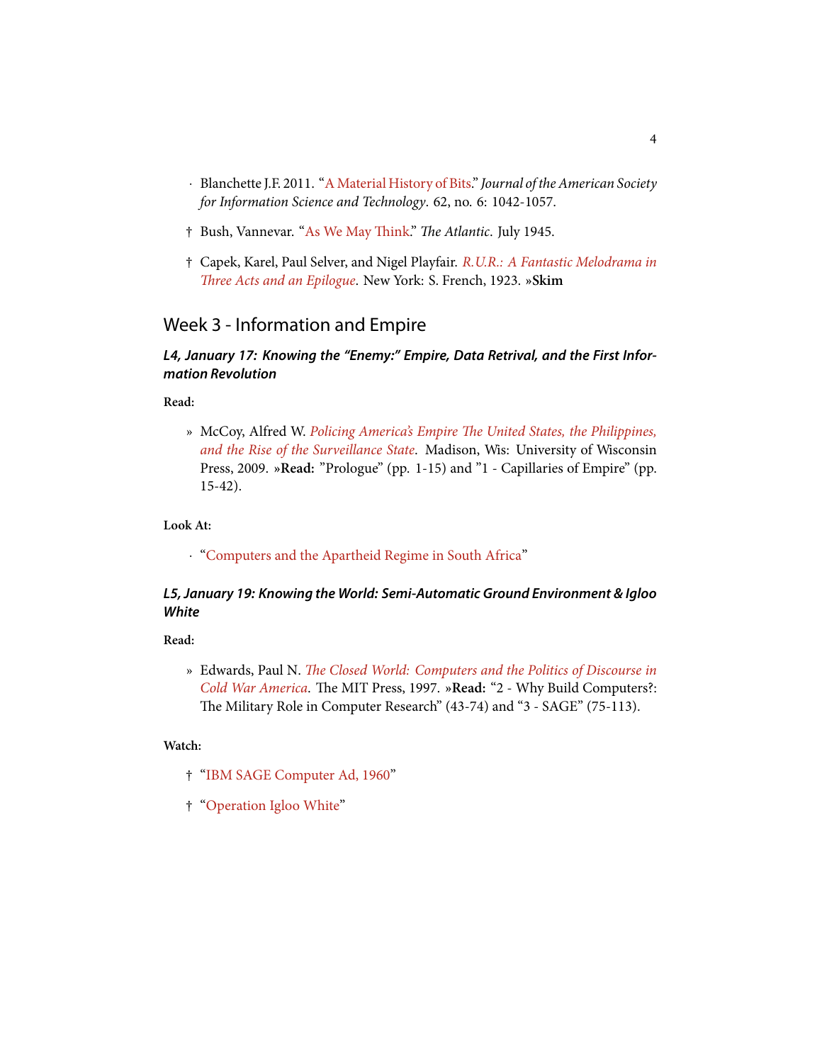- Blanchette J.F. 2011. "A Material History of Bits." *Journal of the American Society for Information Science and Technology*. 62, no. 6: 1042-1057.

† Bush, Vannevar. "As We May Think." *The Atlantic*. July 1945.

† Capek, Karel, Paul Selver, and Nigel Playfair. *R.U.R.: A Fantastic Melodrama in Three Acts and an Epilogue*. New York: S. French, 1923. »**Skim**

## Week 3 - Information and Empire

### *L4, January 17: Knowing the "Enemy:" Empire, Data Retrival, and the First Information Revolution*

**Read:**

» McCoy, Alfred W. *Policing America's Empire The United States, the Philippines, and the Rise of the Surveillance State*. Madison, Wis: University of Wisconsin Press, 2009. »**Read:** "Prologue" (pp. 1-15) and "1 - Capillaries of Empire" (pp. 15-42).

**Look At:**

- "Computers and the Apartheid Regime in South Africa"

### *L5, January 19: Knowing the World: Semi-Automatic Ground Environment & Igloo White*

**Read:**

» Edwards, Paul N. *The Closed World: Computers and the Politics of Discourse in Cold War America*. The MIT Press, 1997. »**Read:** "2 - Why Build Computers?: The Military Role in Computer Research" (43-74) and "3 - SAGE" (75-113).

**Watch:**

† "IBM SAGE Computer Ad, 1960"

† "Operation Igloo White"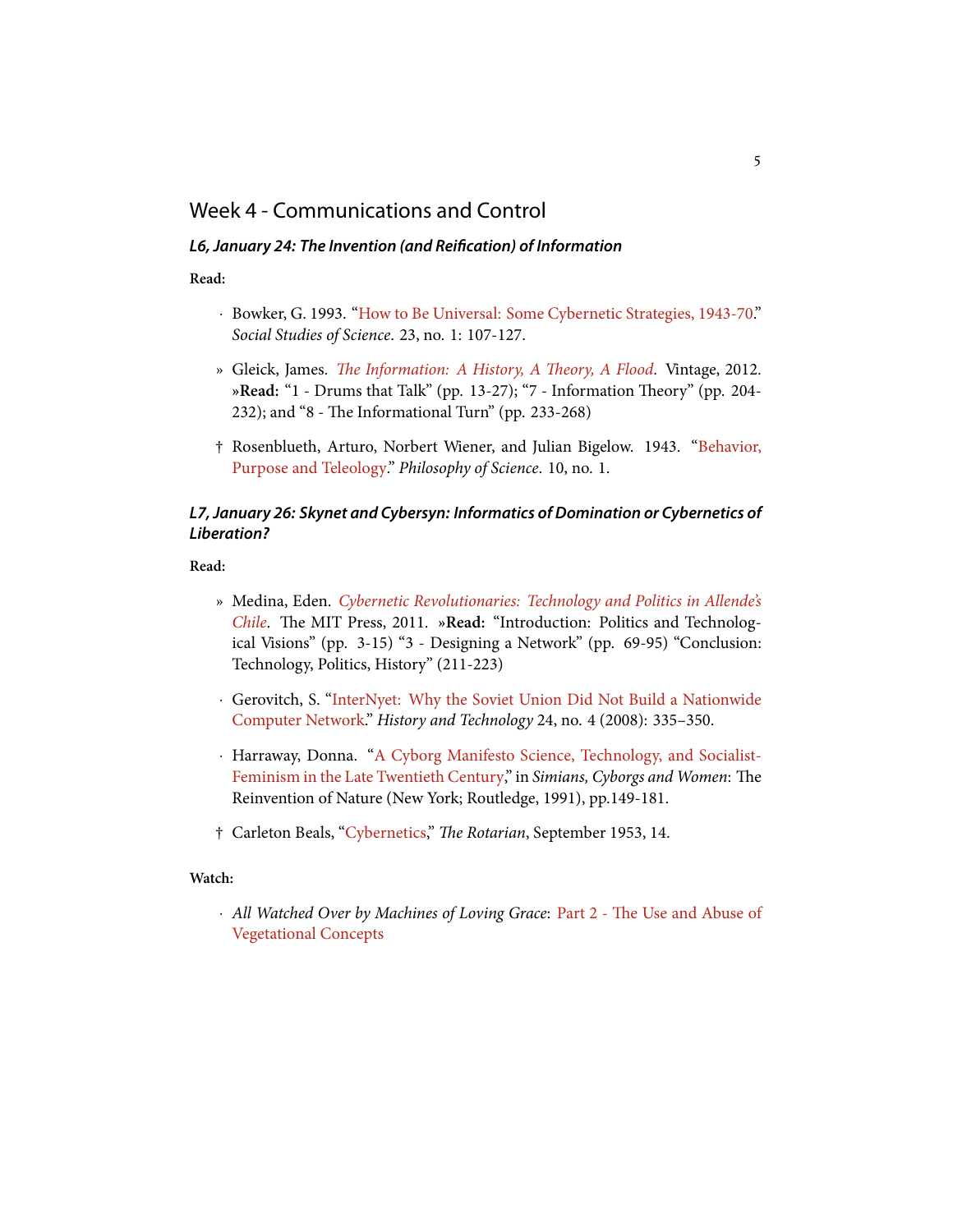## Week 4 - Communications and Control

### *L6, January 24: The Invention (and Reification) of Information*

**Read:**

· Bowker, G. 1993. "How to Be Universal: Some Cybernetic Strategies, 1943-70." *Social Studies of Science.* 23, no. 1: 107-127.

» Gleick, James. *The Information: A History, A Theory, A Flood*. Vintage, 2012. »**Read:** "1 - Drums that Talk" (pp. 13-27); "7 - Information Theory" (pp. 204-232); and "8 - The Informational Turn" (pp. 233-268)

† Rosenblueth, Arturo, Norbert Wiener, and Julian Bigelow. 1943. "Behavior, Purpose and Teleology." *Philosophy of Science.* 10, no. 1.

### *L7, January 26: Skynet and Cybersyn: Informatics of Domination or Cybernetics of Liberation?*

**Read:**

» Medina, Eden. *Cybernetic Revolutionaries: Technology and Politics in Allende's Chile*. The MIT Press, 2011. »**Read:** "Introduction: Politics and Technological Visions" (pp. 3-15) "3 - Designing a Network" (pp. 69-95) "Conclusion: Technology, Politics, History" (211-223)

· Gerovitch, S. "InterNyet: Why the Soviet Union Did Not Build a Nationwide Computer Network." *History and Technology* 24, no. 4 (2008): 335–350.

· Harraway, Donna. "A Cyborg Manifesto Science, Technology, and Socialist-Feminism in the Late Twentieth Century," in *Simians, Cyborgs and Women*: The Reinvention of Nature (New York; Routledge, 1991), pp.149-181.

† Carleton Beals, "Cybernetics," *The Rotarian*, September 1953, 14.

**Watch:**

· *All Watched Over by Machines of Loving Grace*: Part 2 - The Use and Abuse of Vegetational Concepts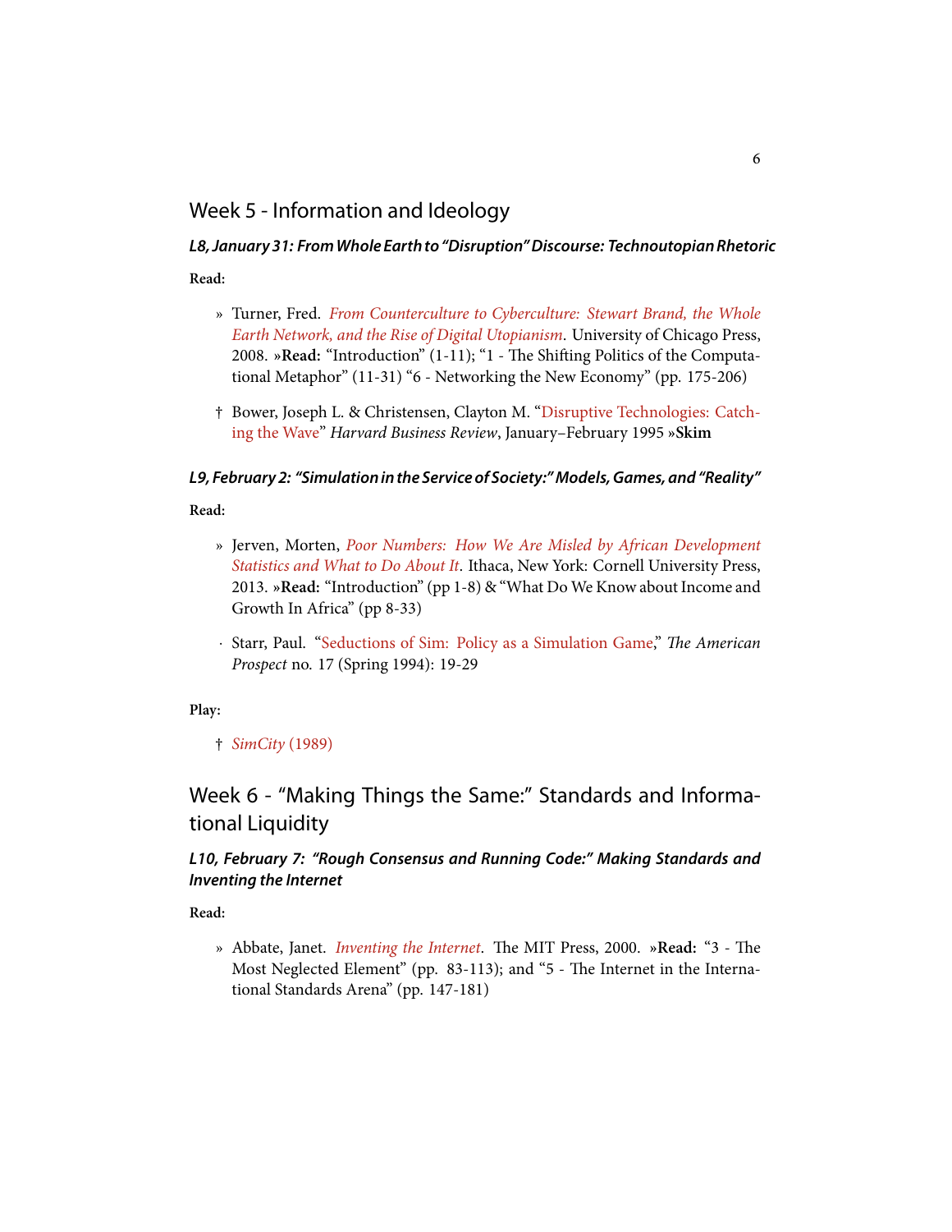## Week 5 - Information and Ideology

### *L8, January 31: From Whole Earth to "Disruption" Discourse: Technoutopian Rhetoric*

**Read:**

» Turner, Fred. *From Counterculture to Cyberculture: Stewart Brand, the Whole Earth Network, and the Rise of Digital Utopianism*. University of Chicago Press, 2008. »**Read:** "Introduction" (1-11); "1 - The Shifting Politics of the Computational Metaphor" (11-31) "6 - Networking the New Economy" (pp. 175-206)

† Bower, Joseph L. & Christensen, Clayton M. "Disruptive Technologies: Catching the Wave" *Harvard Business Review*, January–February 1995 »**Skim**

### *L9, February 2: "Simulation in the Service of Society:" Models, Games, and "Reality"*

**Read:**

» Jerven, Morten, *Poor Numbers: How We Are Misled by African Development Statistics and What to Do About It*. Ithaca, New York: Cornell University Press, 2013. »**Read:** "Introduction" (pp 1-8) & "What Do We Know about Income and Growth In Africa" (pp 8-33)

· Starr, Paul. "Seductions of Sim: Policy as a Simulation Game," *The American Prospect* no. 17 (Spring 1994): 19-29

**Play:**

† *SimCity* (1989)

## Week 6 - "Making Things the Same:" Standards and Informational Liquidity

### *L10, February 7: "Rough Consensus and Running Code:" Making Standards and Inventing the Internet*

**Read:**

» Abbate, Janet. *Inventing the Internet*. The MIT Press, 2000. »**Read:** "3 - The Most Neglected Element" (pp. 83-113); and "5 - The Internet in the International Standards Arena" (pp. 147-181)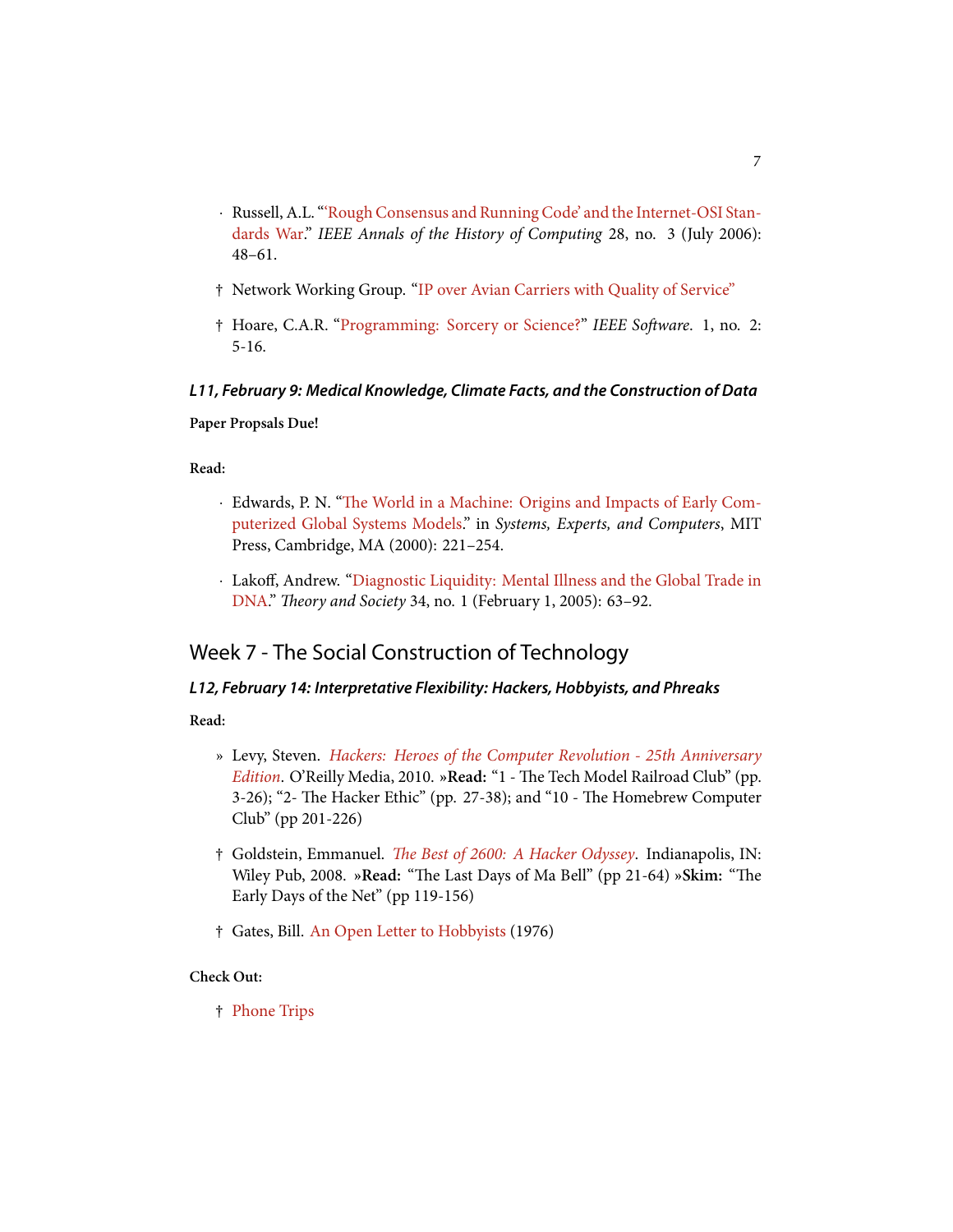- · Russell, A.L. "'Rough Consensus and Running Code' and the Internet-OSI Standards War." *IEEE Annals of the History of Computing* 28, no. 3 (July 2006): 48–61.

- † Network Working Group. "IP over Avian Carriers with Quality of Service"

- † Hoare, C.A.R. "Programming: Sorcery or Science?" *IEEE Software*. 1, no. 2: 5-16.

#### *L11, February 9: Medical Knowledge, Climate Facts, and the Construction of Data*

**Paper Propsals Due!**

**Read:**

- · Edwards, P. N. "The World in a Machine: Origins and Impacts of Early Computerized Global Systems Models." in *Systems, Experts, and Computers*, MIT Press, Cambridge, MA (2000): 221–254.

- · Lakoff, Andrew. "Diagnostic Liquidity: Mental Illness and the Global Trade in DNA." *Theory and Society* 34, no. 1 (February 1, 2005): 63–92.

## Week 7 - The Social Construction of Technology

#### *L12, February 14: Interpretative Flexibility: Hackers, Hobbyists, and Phreaks*

**Read:**

- » Levy, Steven. *Hackers: Heroes of the Computer Revolution - 25th Anniversary Edition*. O'Reilly Media, 2010. »**Read:** "1 - The Tech Model Railroad Club" (pp. 3-26); "2- The Hacker Ethic" (pp. 27-38); and "10 - The Homebrew Computer Club" (pp 201-226)

- † Goldstein, Emmanuel. *The Best of 2600: A Hacker Odyssey*. Indianapolis, IN: Wiley Pub, 2008. »**Read:** "The Last Days of Ma Bell" (pp 21-64) »**Skim:** "The Early Days of the Net" (pp 119-156)

- † Gates, Bill. An Open Letter to Hobbyists (1976)

**Check Out:**

- † Phone Trips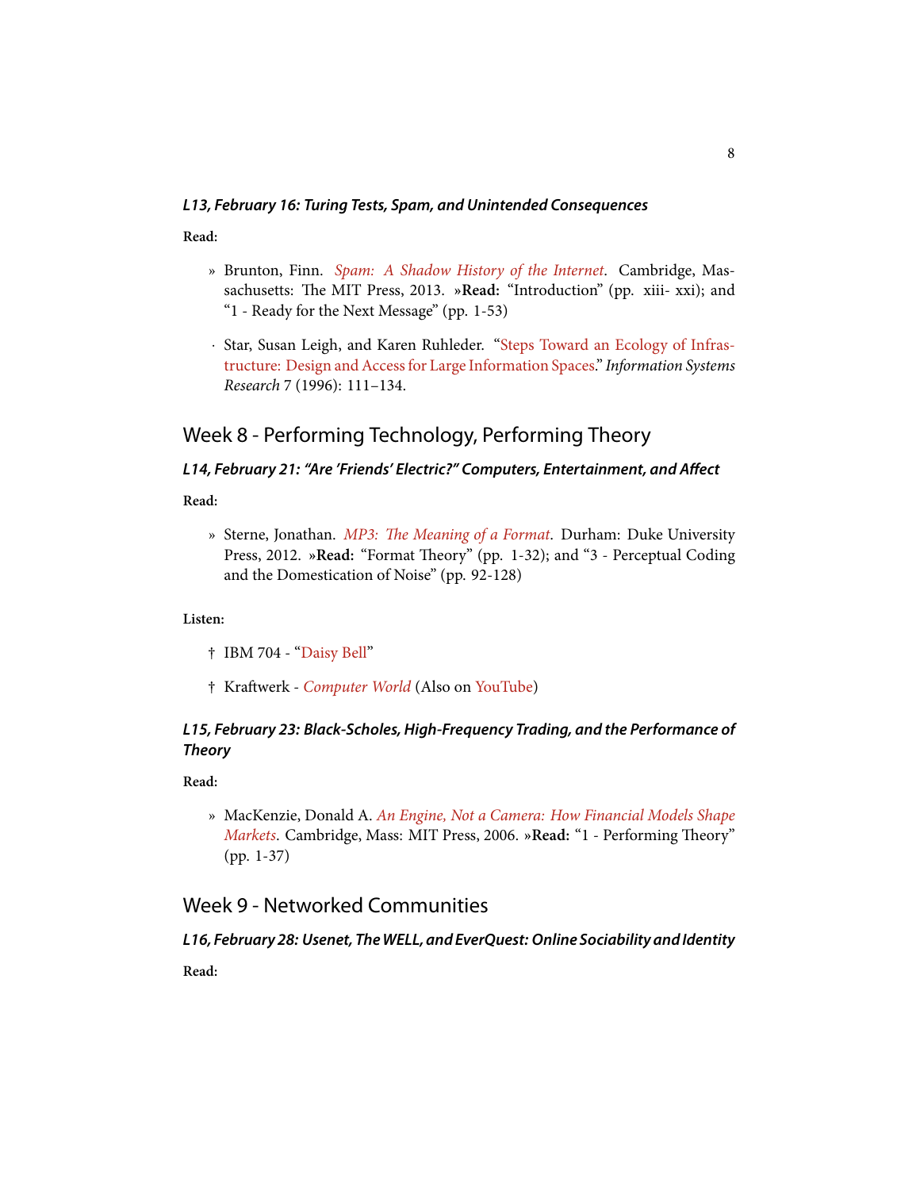#### *L13, February 16: Turing Tests, Spam, and Unintended Consequences*

**Read:**

» Brunton, Finn. *Spam: A Shadow History of the Internet*. Cambridge, Massachusetts: The MIT Press, 2013. »**Read:** "Introduction" (pp. xiii- xxi); and "1 - Ready for the Next Message" (pp. 1-53)

· Star, Susan Leigh, and Karen Ruhleder. "Steps Toward an Ecology of Infrastructure: Design and Access for Large Information Spaces." *Information Systems Research* 7 (1996): 111–134.

## Week 8 - Performing Technology, Performing Theory

#### *L14, February 21: "Are 'Friends' Electric?" Computers, Entertainment, and Affect*

**Read:**

» Sterne, Jonathan. *MP3: The Meaning of a Format*. Durham: Duke University Press, 2012. »**Read:** "Format Theory" (pp. 1-32); and "3 - Perceptual Coding and the Domestication of Noise" (pp. 92-128)

**Listen:**

† IBM 704 - "Daisy Bell"

† Kraftwerk - *Computer World* (Also on YouTube)

#### *L15, February 23: Black-Scholes, High-Frequency Trading, and the Performance of Theory*

**Read:**

» MacKenzie, Donald A. *An Engine, Not a Camera: How Financial Models Shape Markets*. Cambridge, Mass: MIT Press, 2006. »**Read:** "1 - Performing Theory" (pp. 1-37)

## Week 9 - Networked Communities

#### *L16, February 28: Usenet, The WELL, and EverQuest: Online Sociability and Identity*

**Read:**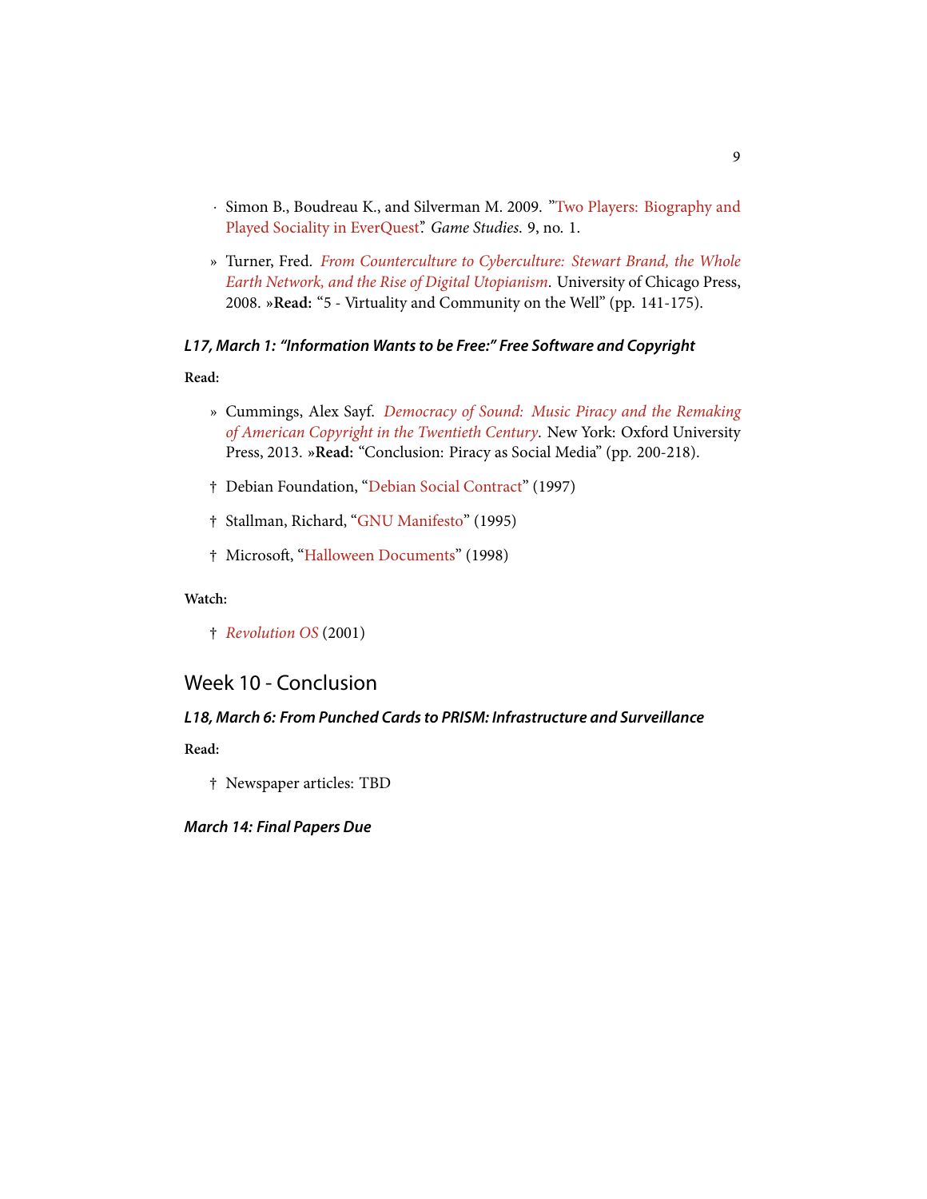· Simon B., Boudreau K., and Silverman M. 2009. "Two Players: Biography and Played Sociality in EverQuest". *Game Studies.* 9, no. 1.

» Turner, Fred. *From Counterculture to Cyberculture: Stewart Brand, the Whole Earth Network, and the Rise of Digital Utopianism*. University of Chicago Press, 2008. »**Read:** "5 - Virtuality and Community on the Well" (pp. 141-175).

### L17, March 1: "Information Wants to be Free:" Free Software and Copyright

**Read:**

» Cummings, Alex Sayf. *Democracy of Sound: Music Piracy and the Remaking of American Copyright in the Twentieth Century*. New York: Oxford University Press, 2013. »**Read:** "Conclusion: Piracy as Social Media" (pp. 200-218).

† Debian Foundation, "Debian Social Contract" (1997)

† Stallman, Richard, "GNU Manifesto" (1995)

† Microsoft, "Halloween Documents" (1998)

**Watch:**

† *Revolution OS* (2001)

## Week 10 - Conclusion

### L18, March 6: From Punched Cards to PRISM: Infrastructure and Surveillance

**Read:**

† Newspaper articles: TBD

### March 14: Final Papers Due